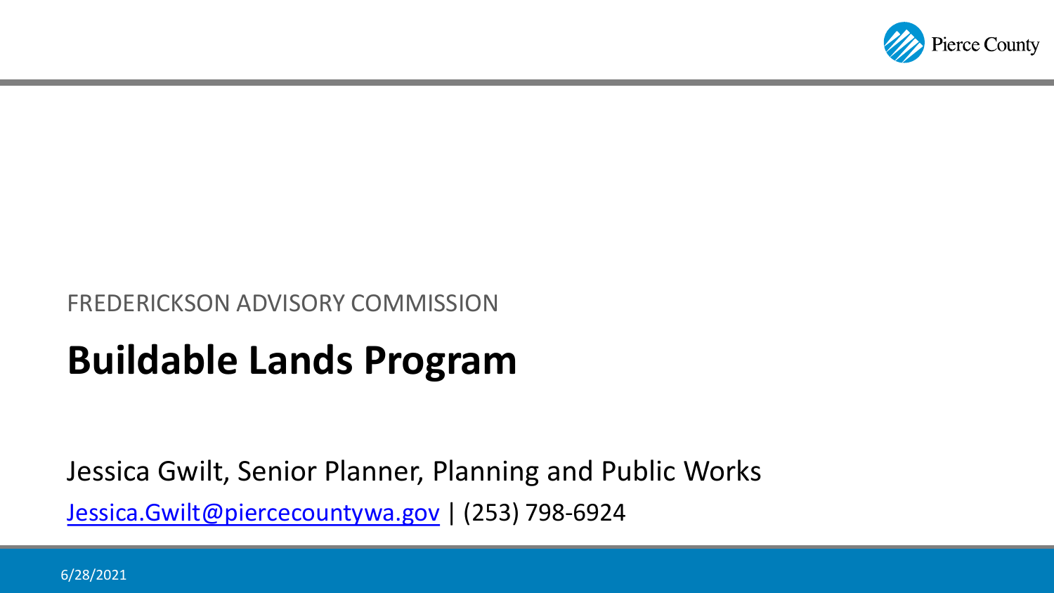FREDERICKSON ADVISORY COMMISSION

# Buildable Lands Program

Jessica Gwilt, Senior Planner, Planning and Public Works

Jessica.Gwilt@piercecountywa.gov | (253) 798-6924

6/28/2021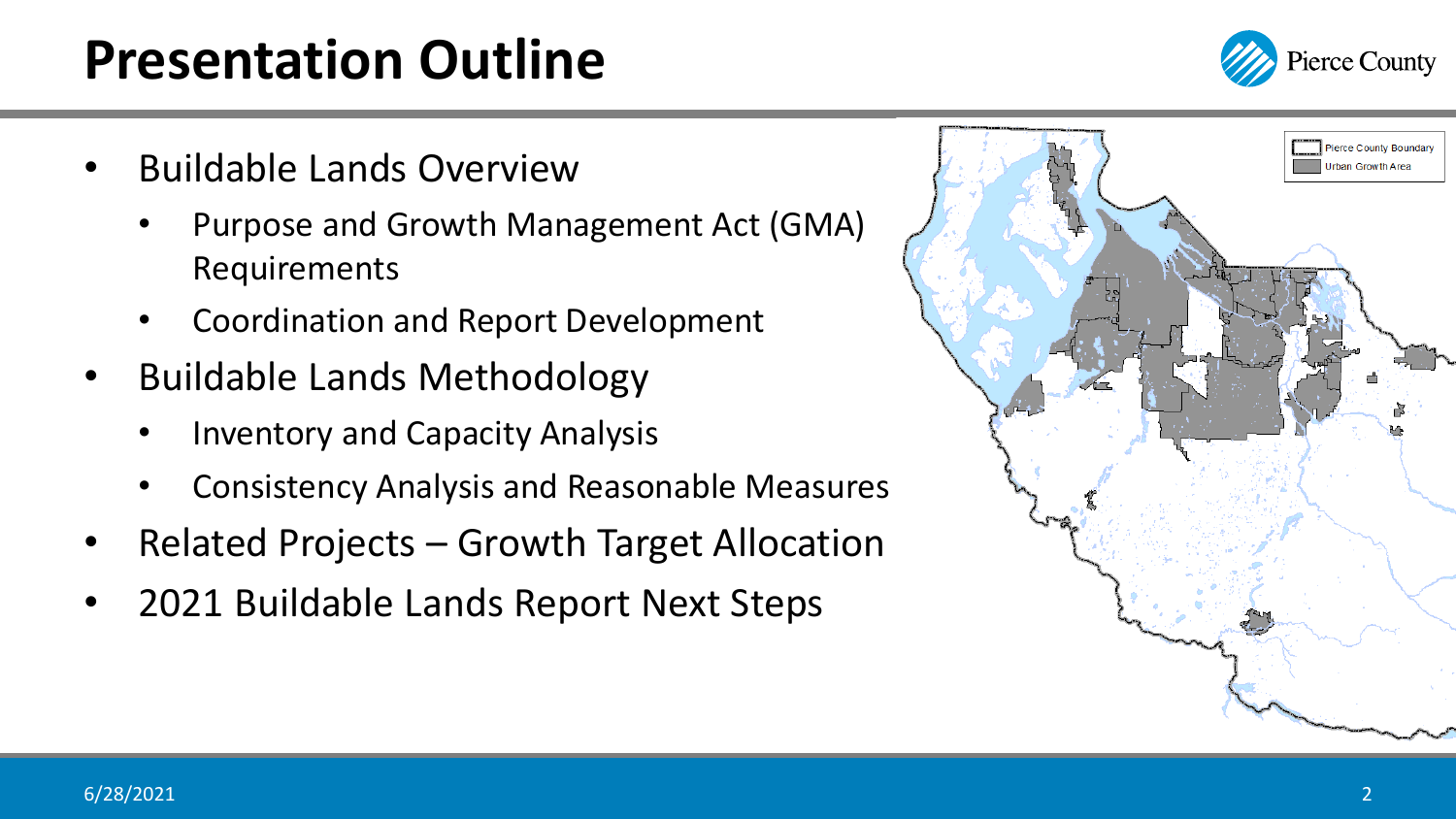# Presentation Outline

- Buildable Lands Overview
  - Purpose and Growth Management Act (GMA) Requirements
  - Coordination and Report Development
- Buildable Lands Methodology
  - Inventory and Capacity Analysis
  - Consistency Analysis and Reasonable Measures
- Related Projects – Growth Target Allocation
- 2021 Buildable Lands Report Next Steps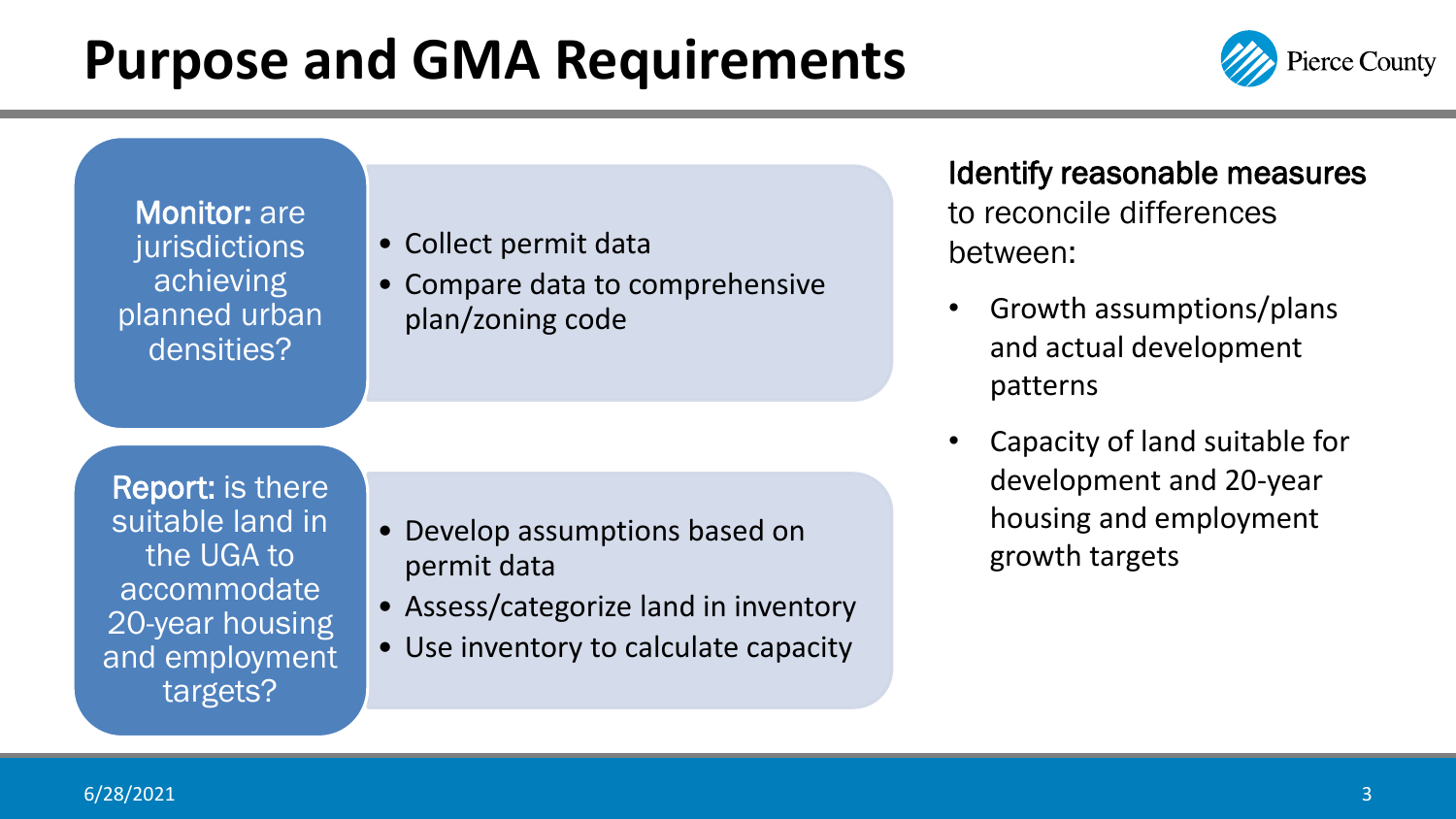# Purpose and GMA Requirements

**Monitor:** are jurisdictions achieving planned urban densities?

- Collect permit data
- Compare data to comprehensive plan/zoning code

**Report:** is there suitable land in the UGA to accommodate 20-year housing and employment targets?

- Develop assumptions based on permit data
- Assess/categorize land in inventory
- Use inventory to calculate capacity

**Identify reasonable measures** to reconcile differences between:

- Growth assumptions/plans and actual development patterns
- Capacity of land suitable for development and 20-year housing and employment growth targets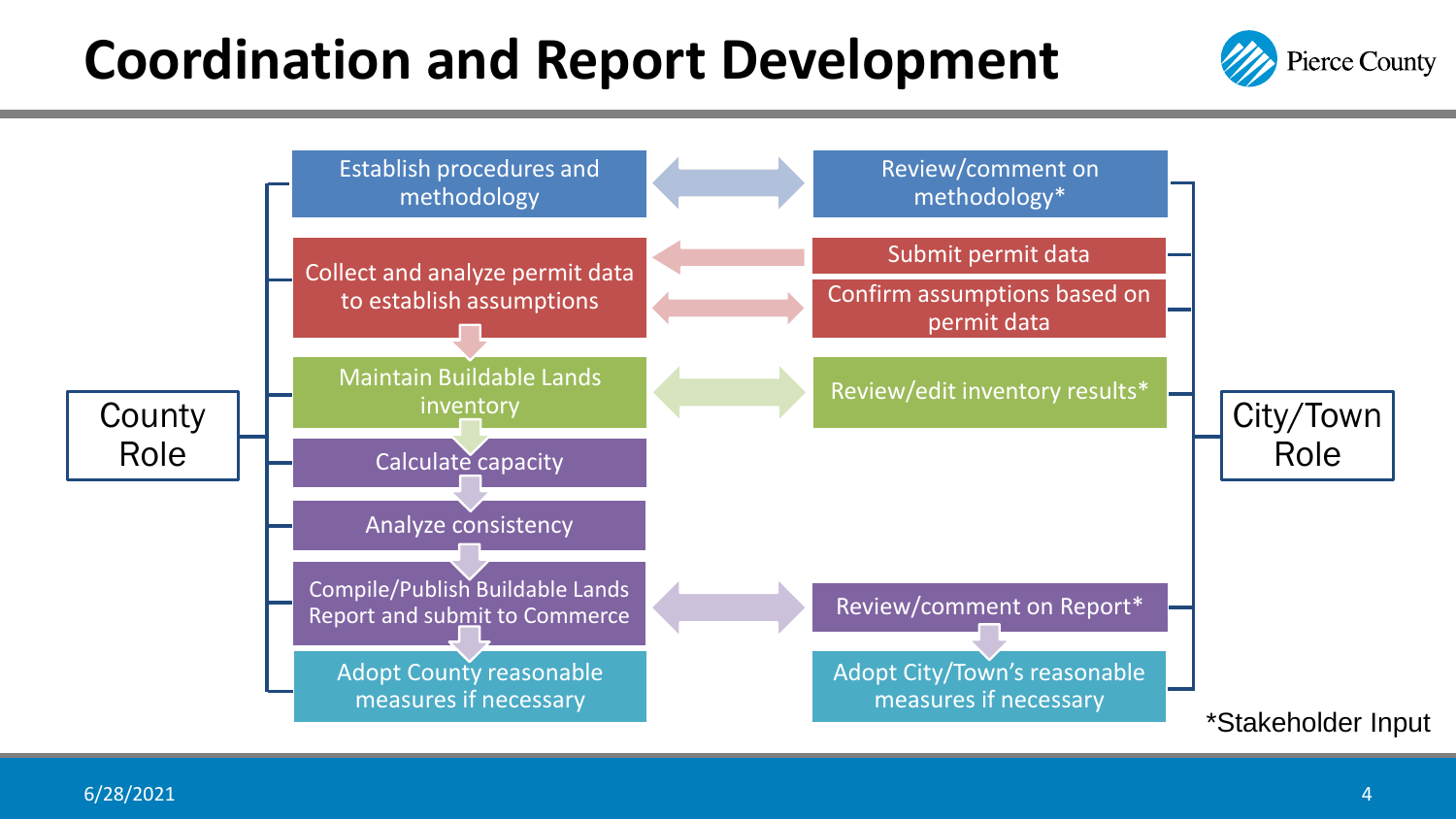# Coordination and Report Development

| County Role | | City/Town Role |
|---|---|---|
| Establish procedures and methodology | ↔ | Review/comment on methodology* |
| Collect and analyze permit data to establish assumptions | ← | Submit permit data |
| | ↔ | Confirm assumptions based on permit data |
| Maintain Buildable Lands inventory | ↔ | Review/edit inventory results* |
| Calculate capacity | | |
| Analyze consistency | | |
| Compile/Publish Buildable Lands Report and submit to Commerce | ↔ | Review/comment on Report* |
| Adopt County reasonable measures if necessary | | Adopt City/Town's reasonable measures if necessary |

*Stakeholder Input

6/28/2021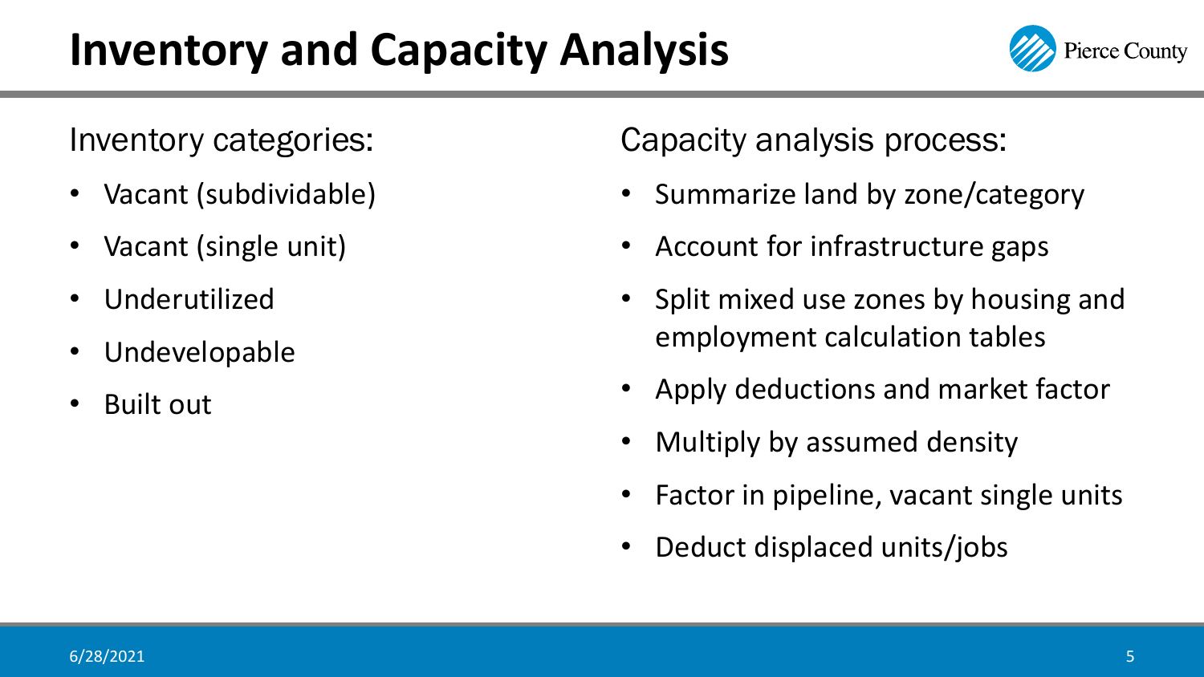# Inventory and Capacity Analysis

Inventory categories:

- Vacant (subdividable)
- Vacant (single unit)
- Underutilized
- Undevelopable
- Built out

Capacity analysis process:

- Summarize land by zone/category
- Account for infrastructure gaps
- Split mixed use zones by housing and employment calculation tables
- Apply deductions and market factor
- Multiply by assumed density
- Factor in pipeline, vacant single units
- Deduct displaced units/jobs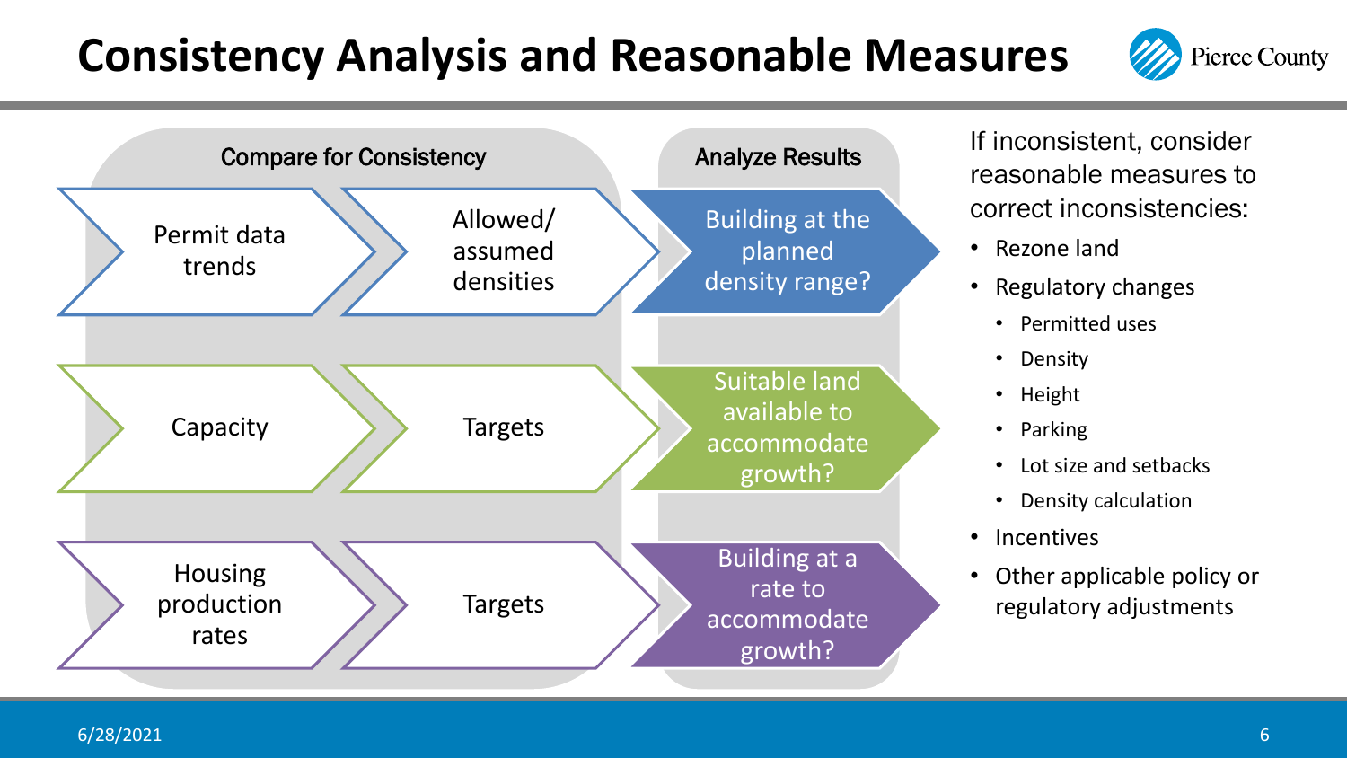# Consistency Analysis and Reasonable Measures

| Compare for Consistency | | Analyze Results |
| --- | --- | --- |
| Permit data trends | Allowed/ assumed densities | Building at the planned density range? |
| Capacity | Targets | Suitable land available to accommodate growth? |
| Housing production rates | Targets | Building at a rate to accommodate growth? |

If inconsistent, consider reasonable measures to correct inconsistencies:

- Rezone land
- Regulatory changes
  - Permitted uses
  - Density
  - Height
  - Parking
  - Lot size and setbacks
  - Density calculation
- Incentives
- Other applicable policy or regulatory adjustments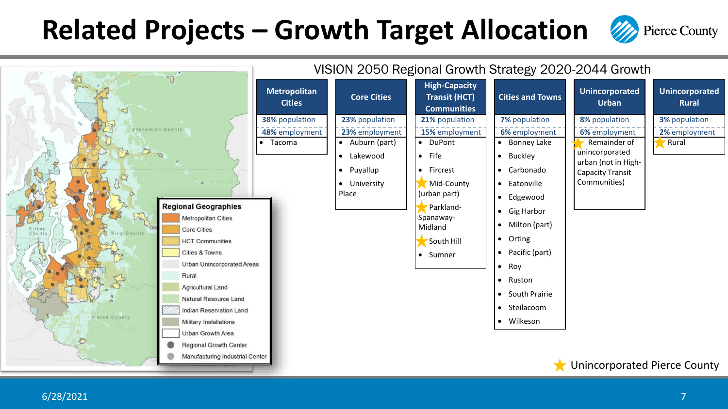# Related Projects – Growth Target Allocation

## VISION 2050 Regional Growth Strategy 2020-2044 Growth

| Metropolitan Cities | Core Cities | High-Capacity Transit (HCT) Communities | Cities and Towns | Unincorporated Urban | Unincorporated Rural |
|---|---|---|---|---|---|
| 38% population | 23% population | 21% population | 7% population | 8% population | 3% population |
| 48% employment | 23% employment | 15% employment | 6% employment | 6% employment | 2% employment |
| • Tacoma | • Auburn (part)<br>• Lakewood<br>• Puyallup<br>• University Place | • DuPont<br>• Fife<br>• Fircrest<br>★ Mid-County (urban part)<br>★ Parkland-Spanaway-Midland<br>★ South Hill<br>• Sumner | • Bonney Lake<br>• Buckley<br>• Carbonado<br>• Eatonville<br>• Edgewood<br>• Gig Harbor<br>• Milton (part)<br>• Orting<br>• Pacific (part)<br>• Roy<br>• Ruston<br>• South Prairie<br>• Steilacoom<br>• Wilkeson | ★ Remainder of unincorporated urban (not in High-Capacity Transit Communities) | ★ Rural |

★ Unincorporated Pierce County

**Regional Geographies**

- Metropolitan Cities
- Core Cities
- HCT Communities
- Cities & Towns
- Urban Unincorporated Areas
- Rural
- Agricultural Land
- Natural Resource Land
- Indian Reservation Land
- Military Installations
- Urban Growth Area
- Regional Growth Center
- Manufacturing Industrial Center

6/28/2021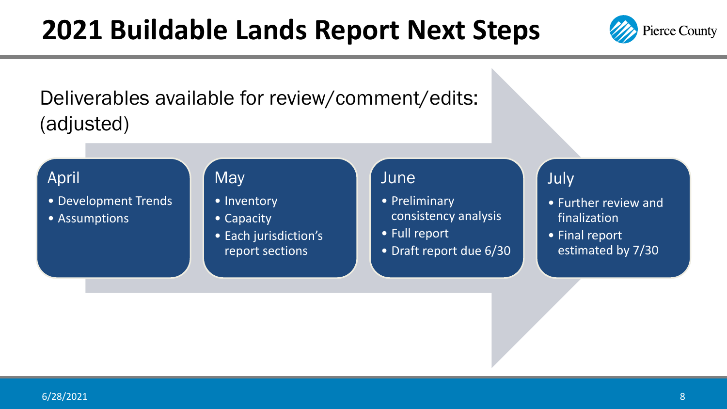# 2021 Buildable Lands Report Next Steps

Deliverables available for review/comment/edits: (adjusted)

## April

- Development Trends
- Assumptions

## May

- Inventory
- Capacity
- Each jurisdiction's report sections

## June

- Preliminary consistency analysis
- Full report
- Draft report due 6/30

## July

- Further review and finalization
- Final report estimated by 7/30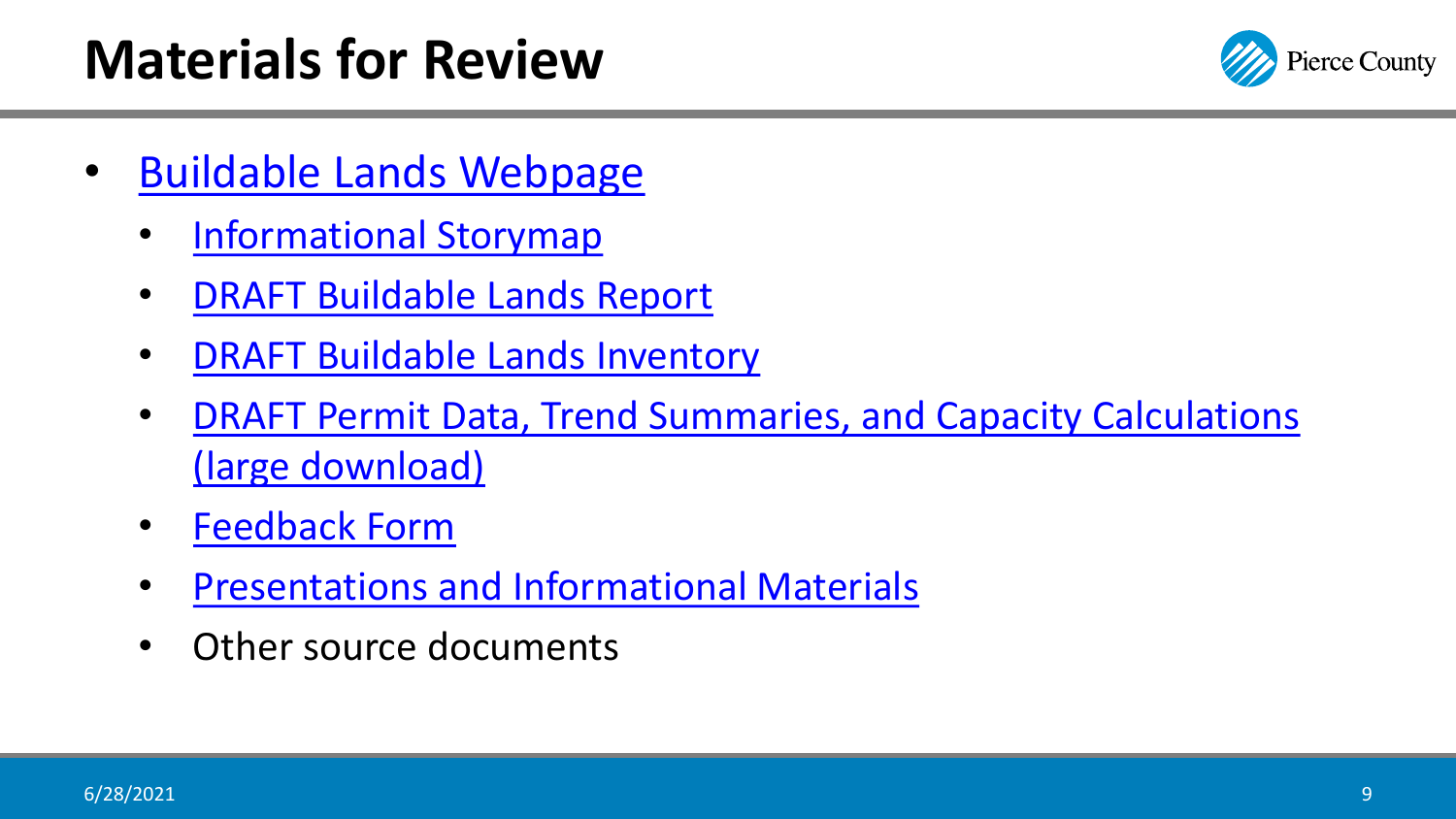# Materials for Review

- Buildable Lands Webpage
  - Informational Storymap
  - DRAFT Buildable Lands Report
  - DRAFT Buildable Lands Inventory
  - DRAFT Permit Data, Trend Summaries, and Capacity Calculations (large download)
  - Feedback Form
  - Presentations and Informational Materials
  - Other source documents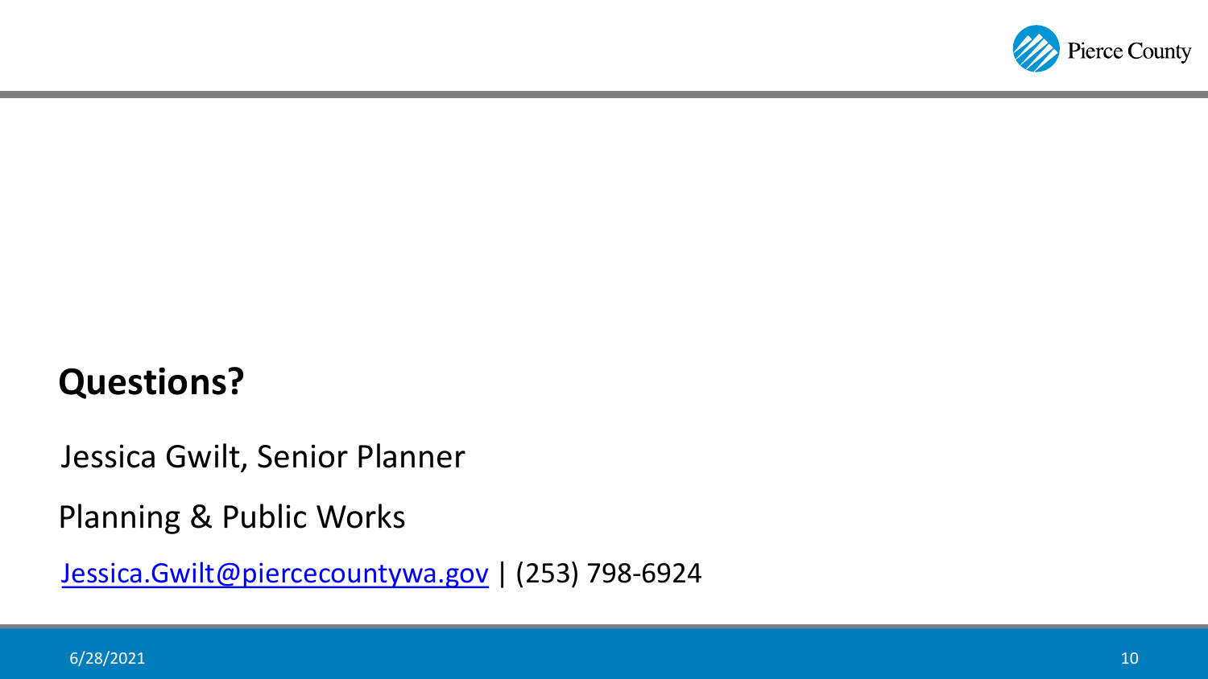## Questions?

Jessica Gwilt, Senior Planner

Planning & Public Works

[Jessica.Gwilt@piercecountywa.gov](mailto:Jessica.Gwilt@piercecountywa.gov) | (253) 798-6924